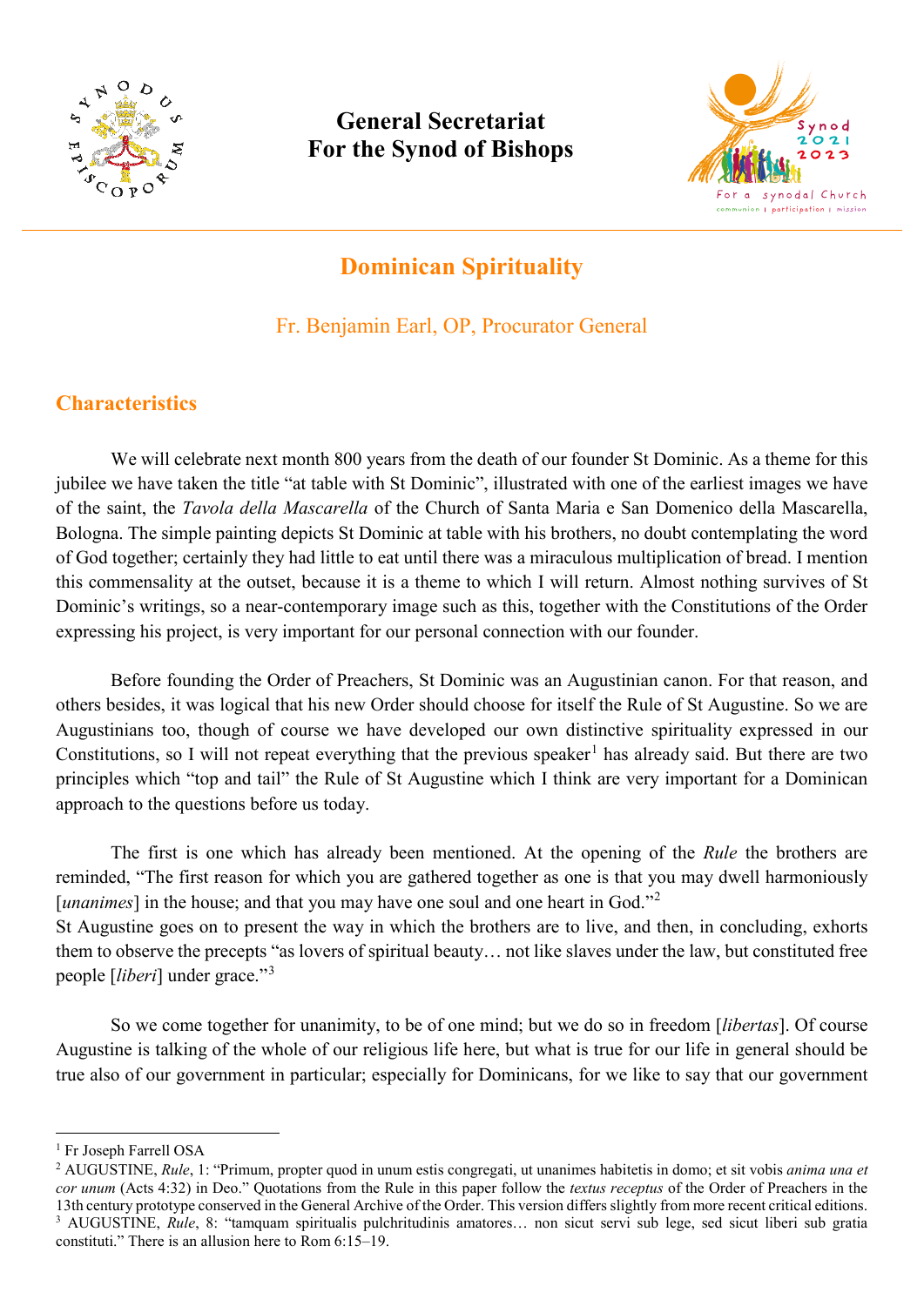**General Secretariat**
**For the Synod of Bishops**

# Dominican Spirituality

Fr. Benjamin Earl, OP, Procurator General

## Characteristics

We will celebrate next month 800 years from the death of our founder St Dominic. As a theme for this jubilee we have taken the title "at table with St Dominic", illustrated with one of the earliest images we have of the saint, the *Tavola della Mascarella* of the Church of Santa Maria e San Domenico della Mascarella, Bologna. The simple painting depicts St Dominic at table with his brothers, no doubt contemplating the word of God together; certainly they had little to eat until there was a miraculous multiplication of bread. I mention this commensality at the outset, because it is a theme to which I will return. Almost nothing survives of St Dominic's writings, so a near-contemporary image such as this, together with the Constitutions of the Order expressing his project, is very important for our personal connection with our founder.

Before founding the Order of Preachers, St Dominic was an Augustinian canon. For that reason, and others besides, it was logical that his new Order should choose for itself the Rule of St Augustine. So we are Augustinians too, though of course we have developed our own distinctive spirituality expressed in our Constitutions, so I will not repeat everything that the previous speaker[1] has already said. But there are two principles which "top and tail" the Rule of St Augustine which I think are very important for a Dominican approach to the questions before us today.

The first is one which has already been mentioned. At the opening of the *Rule* the brothers are reminded, "The first reason for which you are gathered together as one is that you may dwell harmoniously [*unanimes*] in the house; and that you may have one soul and one heart in God."[2]
St Augustine goes on to present the way in which the brothers are to live, and then, in concluding, exhorts them to observe the precepts "as lovers of spiritual beauty… not like slaves under the law, but constituted free people [*liberi*] under grace."[3]

So we come together for unanimity, to be of one mind; but we do so in freedom [*libertas*]. Of course Augustine is talking of the whole of our religious life here, but what is true for our life in general should be true also of our government in particular; especially for Dominicans, for we like to say that our government

---

[1] Fr Joseph Farrell OSA

[2] AUGUSTINE, *Rule*, 1: "Primum, propter quod in unum estis congregati, ut unanimes habitetis in domo; et sit vobis *anima una et cor unum* (Acts 4:32) in Deo." Quotations from the Rule in this paper follow the *textus receptus* of the Order of Preachers in the 13th century prototype conserved in the General Archive of the Order. This version differs slightly from more recent critical editions.

[3] AUGUSTINE, *Rule*, 8: "tamquam spiritualis pulchritudinis amatores… non sicut servi sub lege, sed sicut liberi sub gratia constituti." There is an allusion here to Rom 6:15–19.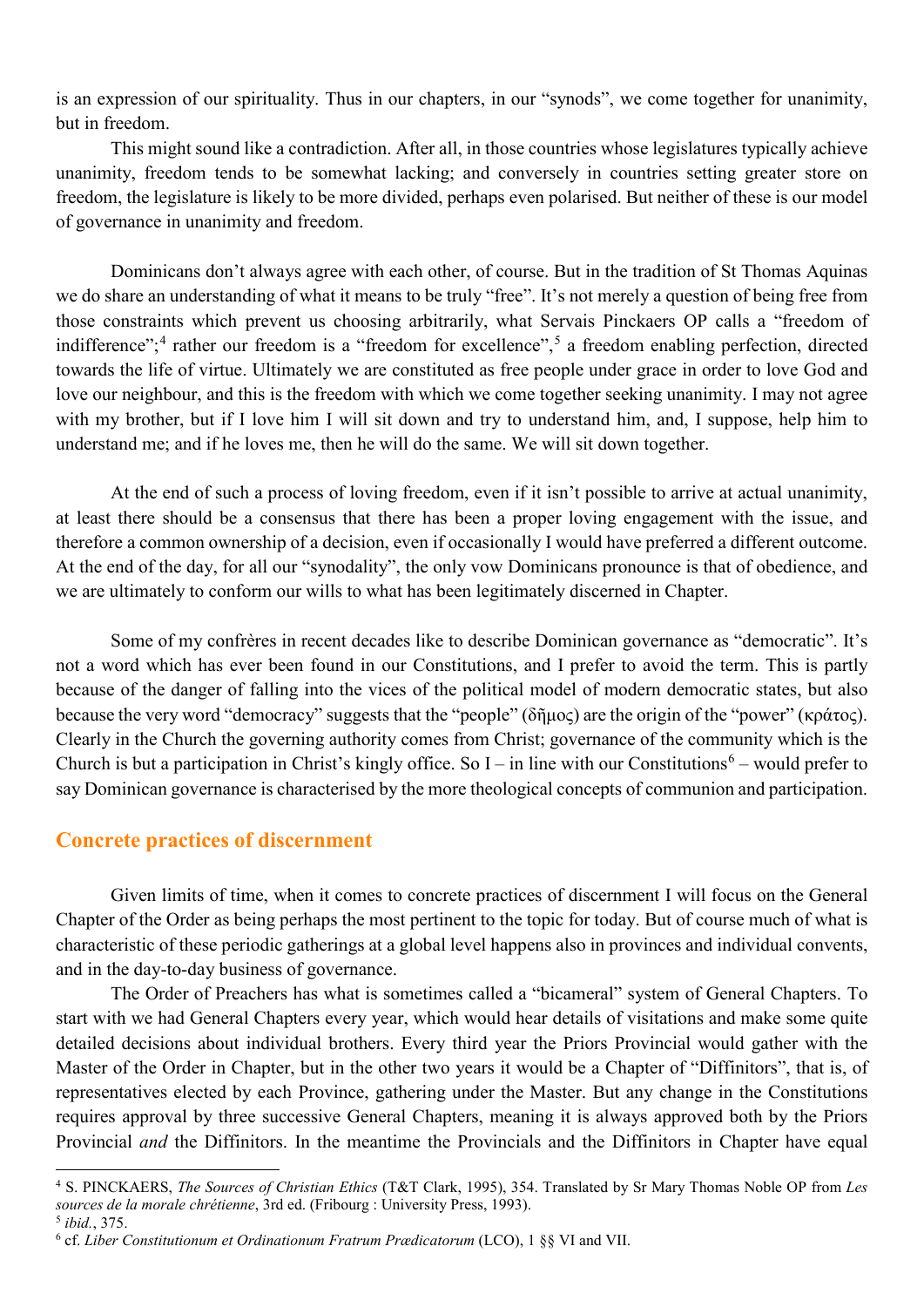is an expression of our spirituality. Thus in our chapters, in our "synods", we come together for unanimity, but in freedom.

This might sound like a contradiction. After all, in those countries whose legislatures typically achieve unanimity, freedom tends to be somewhat lacking; and conversely in countries setting greater store on freedom, the legislature is likely to be more divided, perhaps even polarised. But neither of these is our model of governance in unanimity and freedom.

Dominicans don't always agree with each other, of course. But in the tradition of St Thomas Aquinas we do share an understanding of what it means to be truly "free". It's not merely a question of being free from those constraints which prevent us choosing arbitrarily, what Servais Pinckaers OP calls a "freedom of indifference";[4] rather our freedom is a "freedom for excellence",[5] a freedom enabling perfection, directed towards the life of virtue. Ultimately we are constituted as free people under grace in order to love God and love our neighbour, and this is the freedom with which we come together seeking unanimity. I may not agree with my brother, but if I love him I will sit down and try to understand him, and, I suppose, help him to understand me; and if he loves me, then he will do the same. We will sit down together.

At the end of such a process of loving freedom, even if it isn't possible to arrive at actual unanimity, at least there should be a consensus that there has been a proper loving engagement with the issue, and therefore a common ownership of a decision, even if occasionally I would have preferred a different outcome. At the end of the day, for all our "synodality", the only vow Dominicans pronounce is that of obedience, and we are ultimately to conform our wills to what has been legitimately discerned in Chapter.

Some of my confrères in recent decades like to describe Dominican governance as "democratic". It's not a word which has ever been found in our Constitutions, and I prefer to avoid the term. This is partly because of the danger of falling into the vices of the political model of modern democratic states, but also because the very word "democracy" suggests that the "people" (δῆμος) are the origin of the "power" (κράτος). Clearly in the Church the governing authority comes from Christ; governance of the community which is the Church is but a participation in Christ's kingly office. So I – in line with our Constitutions[6] – would prefer to say Dominican governance is characterised by the more theological concepts of communion and participation.

## Concrete practices of discernment

Given limits of time, when it comes to concrete practices of discernment I will focus on the General Chapter of the Order as being perhaps the most pertinent to the topic for today. But of course much of what is characteristic of these periodic gatherings at a global level happens also in provinces and individual convents, and in the day-to-day business of governance.

The Order of Preachers has what is sometimes called a "bicameral" system of General Chapters. To start with we had General Chapters every year, which would hear details of visitations and make some quite detailed decisions about individual brothers. Every third year the Priors Provincial would gather with the Master of the Order in Chapter, but in the other two years it would be a Chapter of "Diffinitors", that is, of representatives elected by each Province, gathering under the Master. But any change in the Constitutions requires approval by three successive General Chapters, meaning it is always approved both by the Priors Provincial *and* the Diffinitors. In the meantime the Provincials and the Diffinitors in Chapter have equal

---

[4] S. PINCKAERS, *The Sources of Christian Ethics* (T&T Clark, 1995), 354. Translated by Sr Mary Thomas Noble OP from *Les sources de la morale chrétienne*, 3rd ed. (Fribourg : University Press, 1993).

[5] *ibid.*, 375.

[6] cf. *Liber Constitutionum et Ordinationum Fratrum Prædicatorum* (LCO), 1 §§ VI and VII.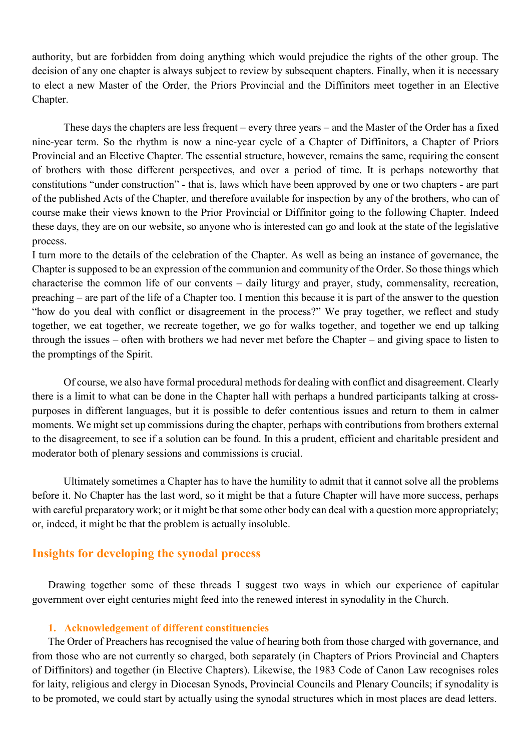authority, but are forbidden from doing anything which would prejudice the rights of the other group. The decision of any one chapter is always subject to review by subsequent chapters. Finally, when it is necessary to elect a new Master of the Order, the Priors Provincial and the Diffinitors meet together in an Elective Chapter.

These days the chapters are less frequent – every three years – and the Master of the Order has a fixed nine-year term. So the rhythm is now a nine-year cycle of a Chapter of Diffinitors, a Chapter of Priors Provincial and an Elective Chapter. The essential structure, however, remains the same, requiring the consent of brothers with those different perspectives, and over a period of time. It is perhaps noteworthy that constitutions "under construction" - that is, laws which have been approved by one or two chapters - are part of the published Acts of the Chapter, and therefore available for inspection by any of the brothers, who can of course make their views known to the Prior Provincial or Diffinitor going to the following Chapter. Indeed these days, they are on our website, so anyone who is interested can go and look at the state of the legislative process.

I turn more to the details of the celebration of the Chapter. As well as being an instance of governance, the Chapter is supposed to be an expression of the communion and community of the Order. So those things which characterise the common life of our convents – daily liturgy and prayer, study, commensality, recreation, preaching – are part of the life of a Chapter too. I mention this because it is part of the answer to the question "how do you deal with conflict or disagreement in the process?" We pray together, we reflect and study together, we eat together, we recreate together, we go for walks together, and together we end up talking through the issues – often with brothers we had never met before the Chapter – and giving space to listen to the promptings of the Spirit.

Of course, we also have formal procedural methods for dealing with conflict and disagreement. Clearly there is a limit to what can be done in the Chapter hall with perhaps a hundred participants talking at cross-purposes in different languages, but it is possible to defer contentious issues and return to them in calmer moments. We might set up commissions during the chapter, perhaps with contributions from brothers external to the disagreement, to see if a solution can be found. In this a prudent, efficient and charitable president and moderator both of plenary sessions and commissions is crucial.

Ultimately sometimes a Chapter has to have the humility to admit that it cannot solve all the problems before it. No Chapter has the last word, so it might be that a future Chapter will have more success, perhaps with careful preparatory work; or it might be that some other body can deal with a question more appropriately; or, indeed, it might be that the problem is actually insoluble.

## Insights for developing the synodal process

Drawing together some of these threads I suggest two ways in which our experience of capitular government over eight centuries might feed into the renewed interest in synodality in the Church.

### 1. Acknowledgement of different constituencies

The Order of Preachers has recognised the value of hearing both from those charged with governance, and from those who are not currently so charged, both separately (in Chapters of Priors Provincial and Chapters of Diffinitors) and together (in Elective Chapters). Likewise, the 1983 Code of Canon Law recognises roles for laity, religious and clergy in Diocesan Synods, Provincial Councils and Plenary Councils; if synodality is to be promoted, we could start by actually using the synodal structures which in most places are dead letters.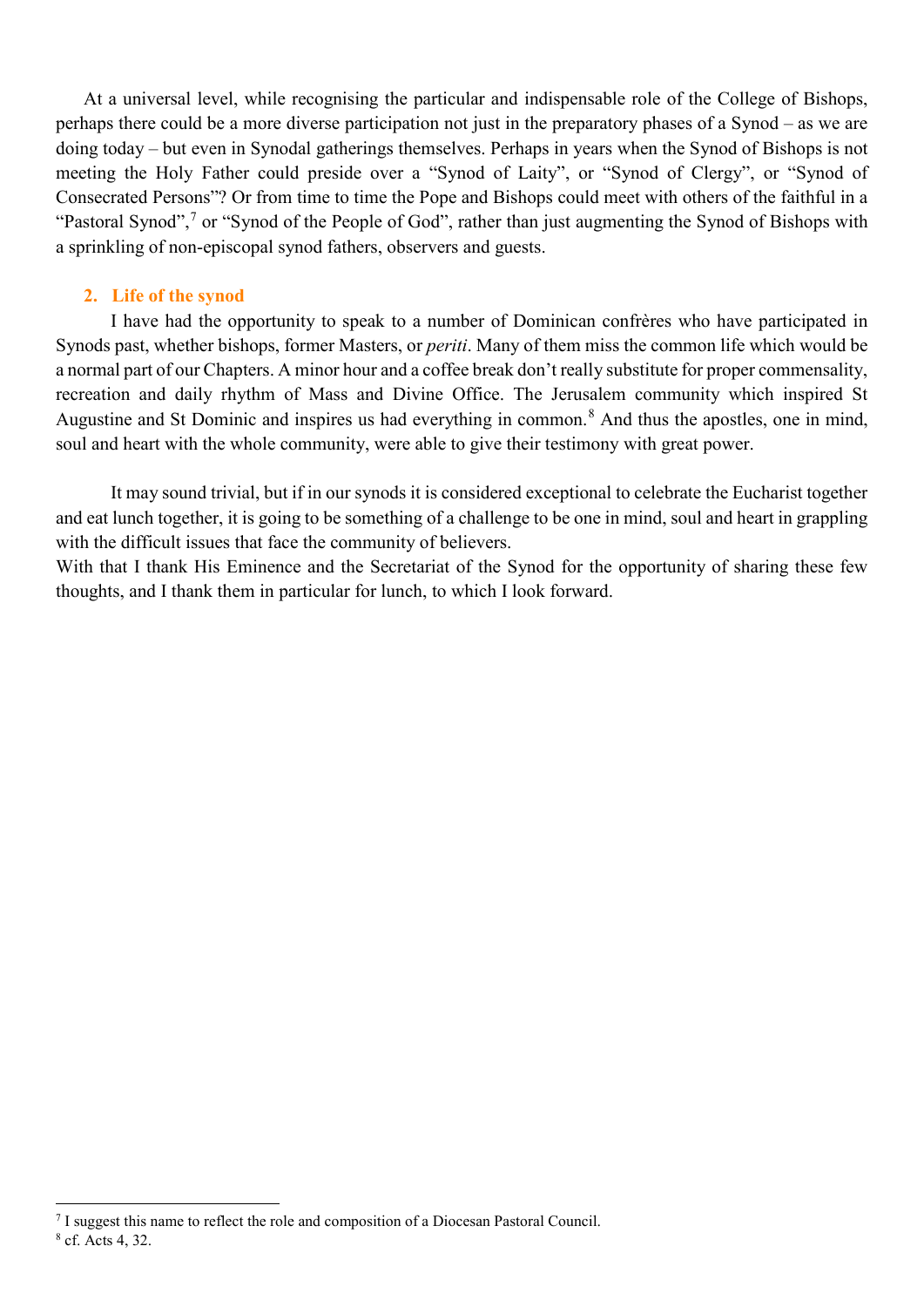At a universal level, while recognising the particular and indispensable role of the College of Bishops, perhaps there could be a more diverse participation not just in the preparatory phases of a Synod – as we are doing today – but even in Synodal gatherings themselves. Perhaps in years when the Synod of Bishops is not meeting the Holy Father could preside over a "Synod of Laity", or "Synod of Clergy", or "Synod of Consecrated Persons"? Or from time to time the Pope and Bishops could meet with others of the faithful in a "Pastoral Synod",[7] or "Synod of the People of God", rather than just augmenting the Synod of Bishops with a sprinkling of non-episcopal synod fathers, observers and guests.

## 2. Life of the synod

I have had the opportunity to speak to a number of Dominican confrères who have participated in Synods past, whether bishops, former Masters, or *periti*. Many of them miss the common life which would be a normal part of our Chapters. A minor hour and a coffee break don't really substitute for proper commensality, recreation and daily rhythm of Mass and Divine Office. The Jerusalem community which inspired St Augustine and St Dominic and inspires us had everything in common.[8] And thus the apostles, one in mind, soul and heart with the whole community, were able to give their testimony with great power.

It may sound trivial, but if in our synods it is considered exceptional to celebrate the Eucharist together and eat lunch together, it is going to be something of a challenge to be one in mind, soul and heart in grappling with the difficult issues that face the community of believers.

With that I thank His Eminence and the Secretariat of the Synod for the opportunity of sharing these few thoughts, and I thank them in particular for lunch, to which I look forward.

---

[7] I suggest this name to reflect the role and composition of a Diocesan Pastoral Council.

[8] cf. Acts 4, 32.